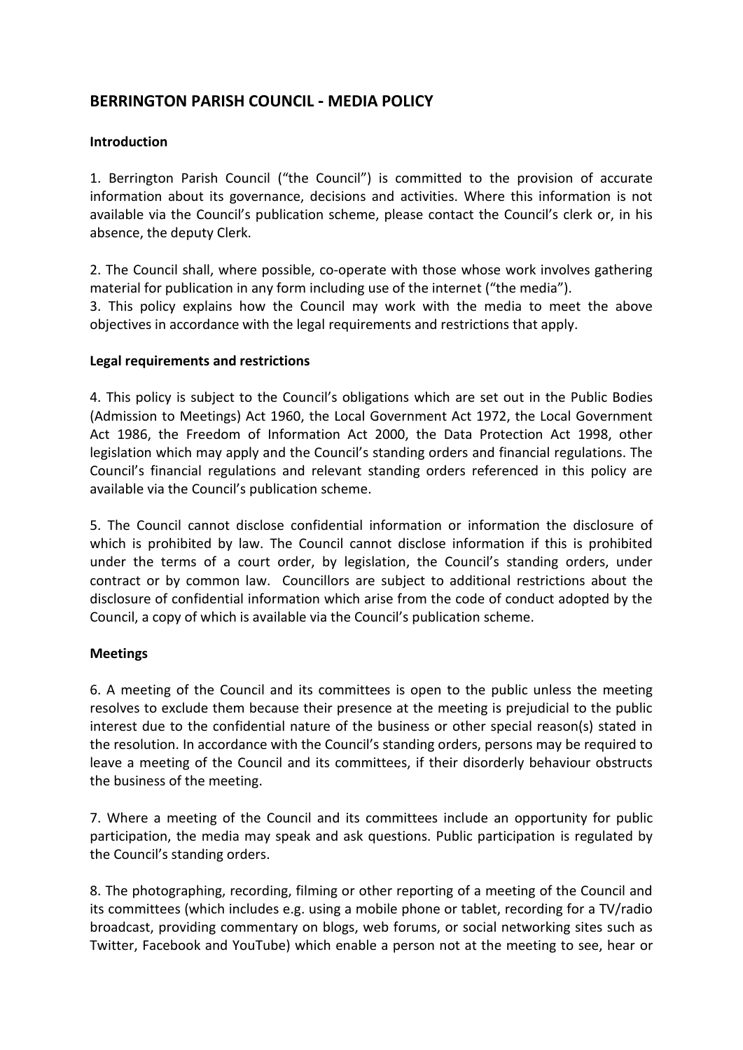## BERRINGTON PARISH COUNCIL - MEDIA POLICY

### Introduction

1. Berrington Parish Council ("the Council") is committed to the provision of accurate information about its governance, decisions and activities. Where this information is not available via the Council's publication scheme, please contact the Council's clerk or, in his absence, the deputy Clerk.

2. The Council shall, where possible, co-operate with those whose work involves gathering material for publication in any form including use of the internet ("the media").

3. This policy explains how the Council may work with the media to meet the above objectives in accordance with the legal requirements and restrictions that apply.

### Legal requirements and restrictions

4. This policy is subject to the Council's obligations which are set out in the Public Bodies (Admission to Meetings) Act 1960, the Local Government Act 1972, the Local Government Act 1986, the Freedom of Information Act 2000, the Data Protection Act 1998, other legislation which may apply and the Council's standing orders and financial regulations. The Council's financial regulations and relevant standing orders referenced in this policy are available via the Council's publication scheme.

5. The Council cannot disclose confidential information or information the disclosure of which is prohibited by law. The Council cannot disclose information if this is prohibited under the terms of a court order, by legislation, the Council's standing orders, under contract or by common law. Councillors are subject to additional restrictions about the disclosure of confidential information which arise from the code of conduct adopted by the Council, a copy of which is available via the Council's publication scheme.

### Meetings

6. A meeting of the Council and its committees is open to the public unless the meeting resolves to exclude them because their presence at the meeting is prejudicial to the public interest due to the confidential nature of the business or other special reason(s) stated in the resolution. In accordance with the Council's standing orders, persons may be required to leave a meeting of the Council and its committees, if their disorderly behaviour obstructs the business of the meeting.

7. Where a meeting of the Council and its committees include an opportunity for public participation, the media may speak and ask questions. Public participation is regulated by the Council's standing orders.

8. The photographing, recording, filming or other reporting of a meeting of the Council and its committees (which includes e.g. using a mobile phone or tablet, recording for a TV/radio broadcast, providing commentary on blogs, web forums, or social networking sites such as Twitter, Facebook and YouTube) which enable a person not at the meeting to see, hear or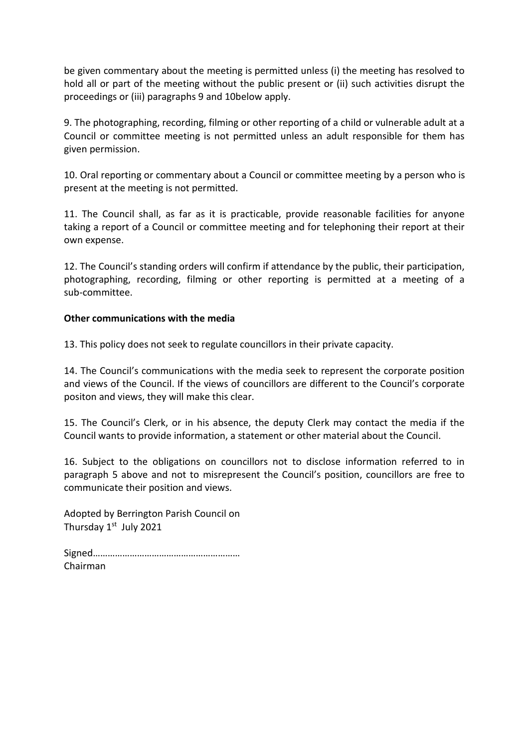be given commentary about the meeting is permitted unless (i) the meeting has resolved to hold all or part of the meeting without the public present or (ii) such activities disrupt the proceedings or (iii) paragraphs 9 and 10below apply.

9. The photographing, recording, filming or other reporting of a child or vulnerable adult at a Council or committee meeting is not permitted unless an adult responsible for them has given permission.

10. Oral reporting or commentary about a Council or committee meeting by a person who is present at the meeting is not permitted.

11. The Council shall, as far as it is practicable, provide reasonable facilities for anyone taking a report of a Council or committee meeting and for telephoning their report at their own expense.

12. The Council's standing orders will confirm if attendance by the public, their participation, photographing, recording, filming or other reporting is permitted at a meeting of a sub-committee.

**Other communications with the media**

13. This policy does not seek to regulate councillors in their private capacity.

14. The Council's communications with the media seek to represent the corporate position and views of the Council. If the views of councillors are different to the Council's corporate positon and views, they will make this clear.

15. The Council's Clerk, or in his absence, the deputy Clerk may contact the media if the Council wants to provide information, a statement or other material about the Council.

16. Subject to the obligations on councillors not to disclose information referred to in paragraph 5 above and not to misrepresent the Council's position, councillors are free to communicate their position and views.

Adopted by Berrington Parish Council on
Thursday 1st July 2021

Signed…………………………………………………
Chairman